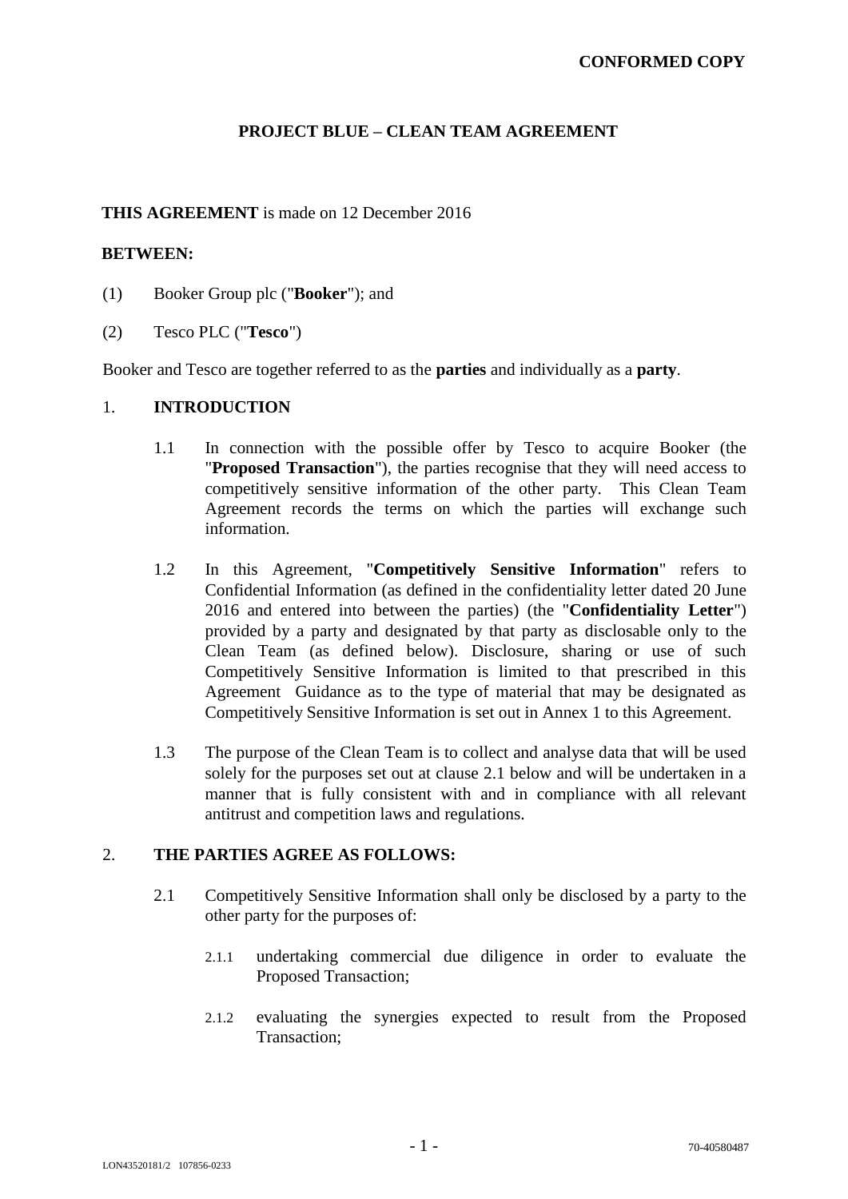**CONFORMED COPY**

# PROJECT BLUE – CLEAN TEAM AGREEMENT

**THIS AGREEMENT** is made on 12 December 2016

**BETWEEN:**

(1) Booker Group plc ("**Booker**"); and

(2) Tesco PLC ("**Tesco**")

Booker and Tesco are together referred to as the **parties** and individually as a **party**.

## 1. INTRODUCTION

1.1 In connection with the possible offer by Tesco to acquire Booker (the "**Proposed Transaction**"), the parties recognise that they will need access to competitively sensitive information of the other party. This Clean Team Agreement records the terms on which the parties will exchange such information.

1.2 In this Agreement, "**Competitively Sensitive Information**" refers to Confidential Information (as defined in the confidentiality letter dated 20 June 2016 and entered into between the parties) (the "**Confidentiality Letter**") provided by a party and designated by that party as disclosable only to the Clean Team (as defined below). Disclosure, sharing or use of such Competitively Sensitive Information is limited to that prescribed in this Agreement Guidance as to the type of material that may be designated as Competitively Sensitive Information is set out in Annex 1 to this Agreement.

1.3 The purpose of the Clean Team is to collect and analyse data that will be used solely for the purposes set out at clause 2.1 below and will be undertaken in a manner that is fully consistent with and in compliance with all relevant antitrust and competition laws and regulations.

## 2. THE PARTIES AGREE AS FOLLOWS:

2.1 Competitively Sensitive Information shall only be disclosed by a party to the other party for the purposes of:

2.1.1 undertaking commercial due diligence in order to evaluate the Proposed Transaction;

2.1.2 evaluating the synergies expected to result from the Proposed Transaction;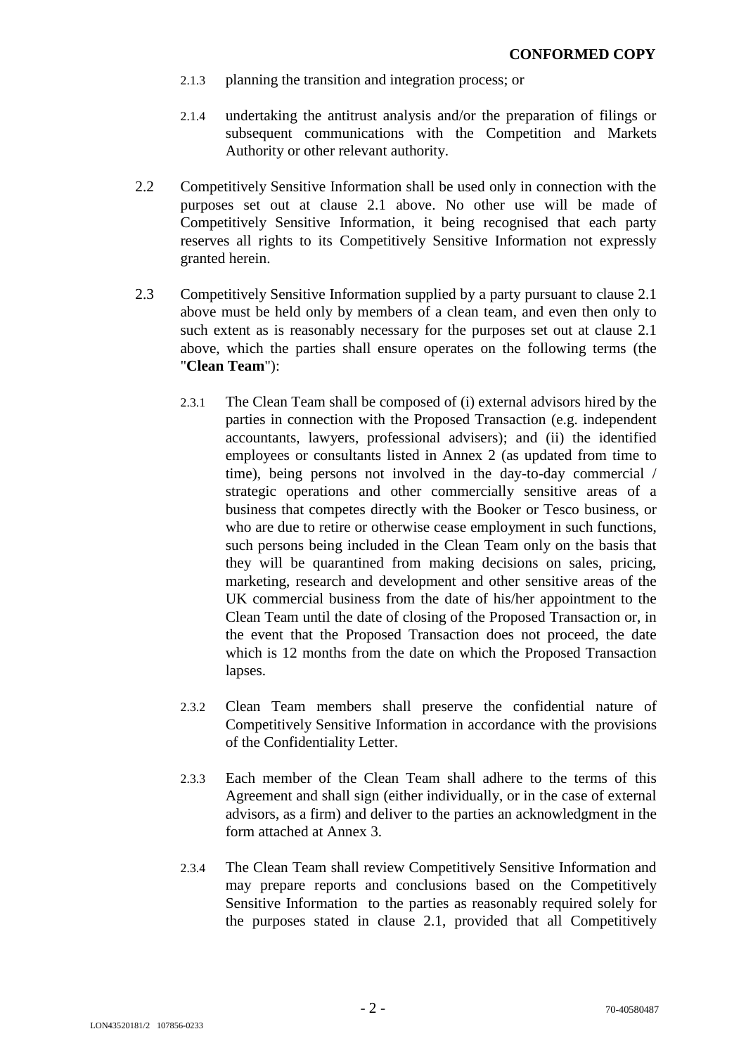2.1.3 planning the transition and integration process; or

2.1.4 undertaking the antitrust analysis and/or the preparation of filings or subsequent communications with the Competition and Markets Authority or other relevant authority.

2.2 Competitively Sensitive Information shall be used only in connection with the purposes set out at clause 2.1 above. No other use will be made of Competitively Sensitive Information, it being recognised that each party reserves all rights to its Competitively Sensitive Information not expressly granted herein.

2.3 Competitively Sensitive Information supplied by a party pursuant to clause 2.1 above must be held only by members of a clean team, and even then only to such extent as is reasonably necessary for the purposes set out at clause 2.1 above, which the parties shall ensure operates on the following terms (the "**Clean Team**"):

2.3.1 The Clean Team shall be composed of (i) external advisors hired by the parties in connection with the Proposed Transaction (e.g. independent accountants, lawyers, professional advisers); and (ii) the identified employees or consultants listed in Annex 2 (as updated from time to time), being persons not involved in the day-to-day commercial / strategic operations and other commercially sensitive areas of a business that competes directly with the Booker or Tesco business, or who are due to retire or otherwise cease employment in such functions, such persons being included in the Clean Team only on the basis that they will be quarantined from making decisions on sales, pricing, marketing, research and development and other sensitive areas of the UK commercial business from the date of his/her appointment to the Clean Team until the date of closing of the Proposed Transaction or, in the event that the Proposed Transaction does not proceed, the date which is 12 months from the date on which the Proposed Transaction lapses.

2.3.2 Clean Team members shall preserve the confidential nature of Competitively Sensitive Information in accordance with the provisions of the Confidentiality Letter.

2.3.3 Each member of the Clean Team shall adhere to the terms of this Agreement and shall sign (either individually, or in the case of external advisors, as a firm) and deliver to the parties an acknowledgment in the form attached at Annex 3.

2.3.4 The Clean Team shall review Competitively Sensitive Information and may prepare reports and conclusions based on the Competitively Sensitive Information to the parties as reasonably required solely for the purposes stated in clause 2.1, provided that all Competitively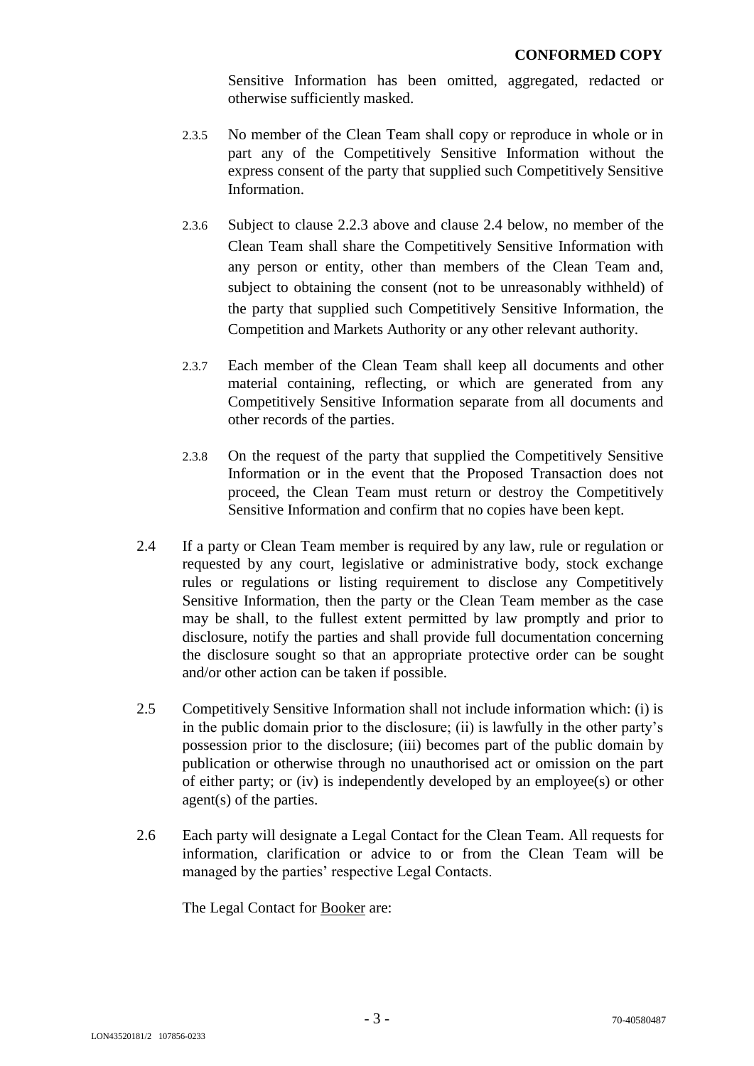Sensitive Information has been omitted, aggregated, redacted or otherwise sufficiently masked.

2.3.5 No member of the Clean Team shall copy or reproduce in whole or in part any of the Competitively Sensitive Information without the express consent of the party that supplied such Competitively Sensitive Information.

2.3.6 Subject to clause 2.2.3 above and clause 2.4 below, no member of the Clean Team shall share the Competitively Sensitive Information with any person or entity, other than members of the Clean Team and, subject to obtaining the consent (not to be unreasonably withheld) of the party that supplied such Competitively Sensitive Information, the Competition and Markets Authority or any other relevant authority.

2.3.7 Each member of the Clean Team shall keep all documents and other material containing, reflecting, or which are generated from any Competitively Sensitive Information separate from all documents and other records of the parties.

2.3.8 On the request of the party that supplied the Competitively Sensitive Information or in the event that the Proposed Transaction does not proceed, the Clean Team must return or destroy the Competitively Sensitive Information and confirm that no copies have been kept.

2.4 If a party or Clean Team member is required by any law, rule or regulation or requested by any court, legislative or administrative body, stock exchange rules or regulations or listing requirement to disclose any Competitively Sensitive Information, then the party or the Clean Team member as the case may be shall, to the fullest extent permitted by law promptly and prior to disclosure, notify the parties and shall provide full documentation concerning the disclosure sought so that an appropriate protective order can be sought and/or other action can be taken if possible.

2.5 Competitively Sensitive Information shall not include information which: (i) is in the public domain prior to the disclosure; (ii) is lawfully in the other party's possession prior to the disclosure; (iii) becomes part of the public domain by publication or otherwise through no unauthorised act or omission on the part of either party; or (iv) is independently developed by an employee(s) or other agent(s) of the parties.

2.6 Each party will designate a Legal Contact for the Clean Team. All requests for information, clarification or advice to or from the Clean Team will be managed by the parties' respective Legal Contacts.

The Legal Contact for Booker are: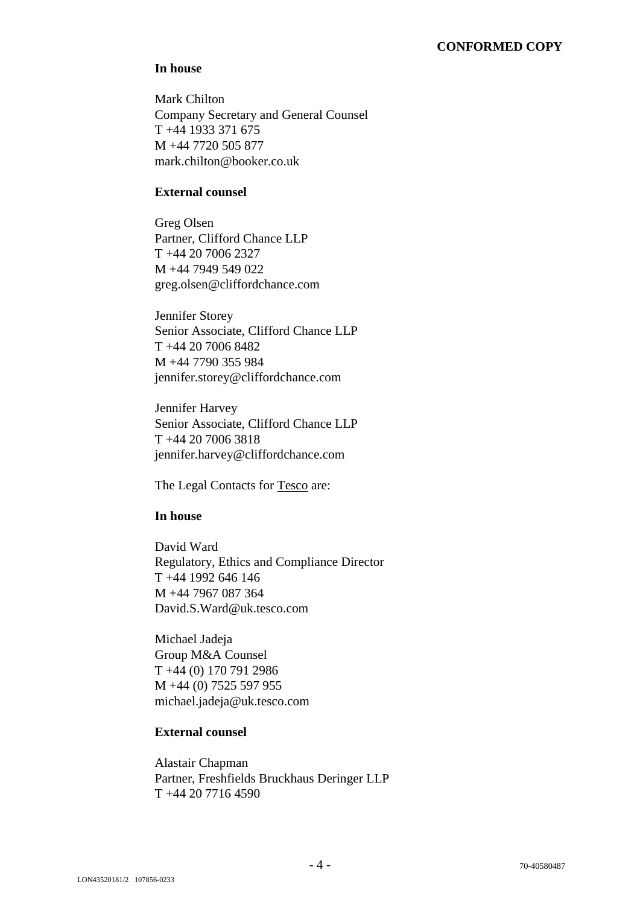**In house**

Mark Chilton
Company Secretary and General Counsel
T +44 1933 371 675
M +44 7720 505 877
mark.chilton@booker.co.uk

**External counsel**

Greg Olsen
Partner, Clifford Chance LLP
T +44 20 7006 2327
M +44 7949 549 022
greg.olsen@cliffordchance.com

Jennifer Storey
Senior Associate, Clifford Chance LLP
T +44 20 7006 8482
M +44 7790 355 984
jennifer.storey@cliffordchance.com

Jennifer Harvey
Senior Associate, Clifford Chance LLP
T +44 20 7006 3818
jennifer.harvey@cliffordchance.com

The Legal Contacts for Tesco are:

**In house**

David Ward
Regulatory, Ethics and Compliance Director
T +44 1992 646 146
M +44 7967 087 364
David.S.Ward@uk.tesco.com

Michael Jadeja
Group M&A Counsel
T +44 (0) 170 791 2986
M +44 (0) 7525 597 955
michael.jadeja@uk.tesco.com

**External counsel**

Alastair Chapman
Partner, Freshfields Bruckhaus Deringer LLP
T +44 20 7716 4590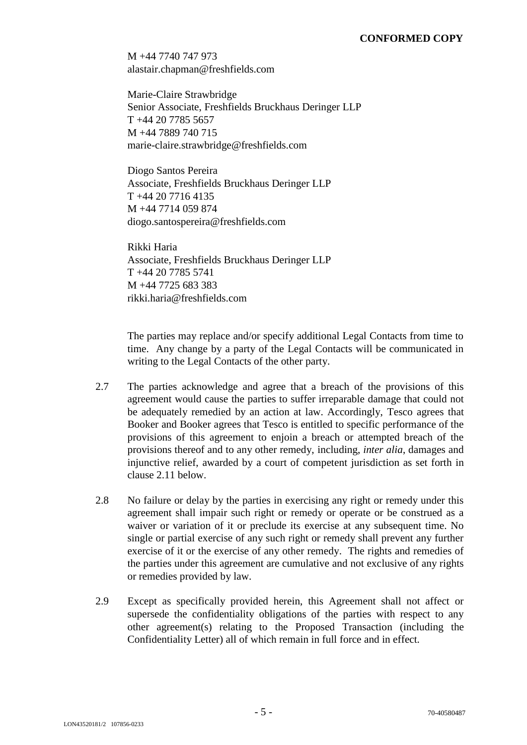M +44 7740 747 973
alastair.chapman@freshfields.com

Marie-Claire Strawbridge
Senior Associate, Freshfields Bruckhaus Deringer LLP
T +44 20 7785 5657
M +44 7889 740 715
marie-claire.strawbridge@freshfields.com

Diogo Santos Pereira
Associate, Freshfields Bruckhaus Deringer LLP
T +44 20 7716 4135
M +44 7714 059 874
diogo.santospereira@freshfields.com

Rikki Haria
Associate, Freshfields Bruckhaus Deringer LLP
T +44 20 7785 5741
M +44 7725 683 383
rikki.haria@freshfields.com

The parties may replace and/or specify additional Legal Contacts from time to time. Any change by a party of the Legal Contacts will be communicated in writing to the Legal Contacts of the other party.

2.7 The parties acknowledge and agree that a breach of the provisions of this agreement would cause the parties to suffer irreparable damage that could not be adequately remedied by an action at law. Accordingly, Tesco agrees that Booker and Booker agrees that Tesco is entitled to specific performance of the provisions of this agreement to enjoin a breach or attempted breach of the provisions thereof and to any other remedy, including, *inter alia*, damages and injunctive relief, awarded by a court of competent jurisdiction as set forth in clause 2.11 below.

2.8 No failure or delay by the parties in exercising any right or remedy under this agreement shall impair such right or remedy or operate or be construed as a waiver or variation of it or preclude its exercise at any subsequent time. No single or partial exercise of any such right or remedy shall prevent any further exercise of it or the exercise of any other remedy. The rights and remedies of the parties under this agreement are cumulative and not exclusive of any rights or remedies provided by law.

2.9 Except as specifically provided herein, this Agreement shall not affect or supersede the confidentiality obligations of the parties with respect to any other agreement(s) relating to the Proposed Transaction (including the Confidentiality Letter) all of which remain in full force and in effect.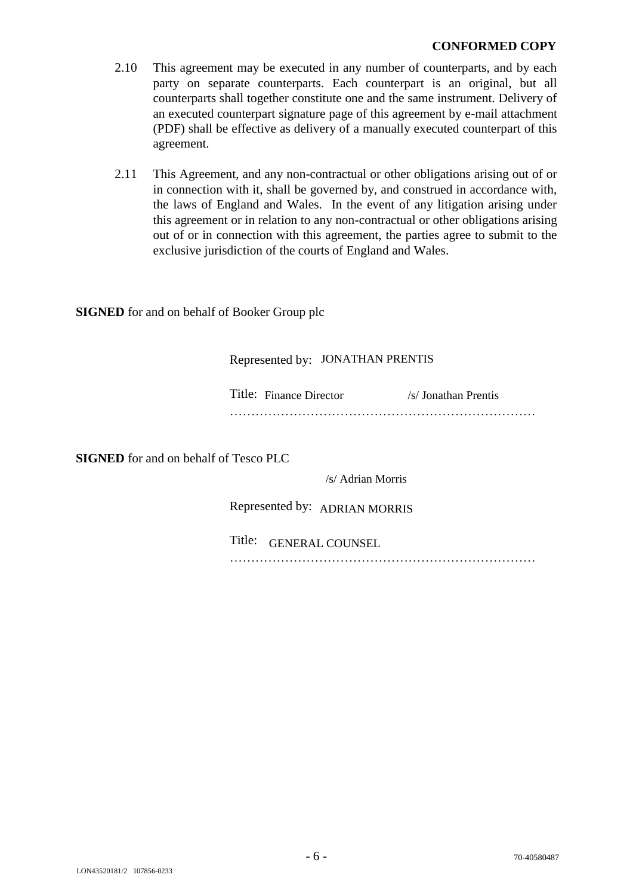**CONFORMED COPY**

2.10 This agreement may be executed in any number of counterparts, and by each party on separate counterparts. Each counterpart is an original, but all counterparts shall together constitute one and the same instrument. Delivery of an executed counterpart signature page of this agreement by e-mail attachment (PDF) shall be effective as delivery of a manually executed counterpart of this agreement.

2.11 This Agreement, and any non-contractual or other obligations arising out of or in connection with it, shall be governed by, and construed in accordance with, the laws of England and Wales. In the event of any litigation arising under this agreement or in relation to any non-contractual or other obligations arising out of or in connection with this agreement, the parties agree to submit to the exclusive jurisdiction of the courts of England and Wales.

**SIGNED** for and on behalf of Booker Group plc

Represented by: JONATHAN PRENTIS

Title: Finance Director /s/ Jonathan Prentis

………………………………………………………………

**SIGNED** for and on behalf of Tesco PLC

/s/ Adrian Morris

Represented by: ADRIAN MORRIS

Title: GENERAL COUNSEL

………………………………………………………………

LON43520181/2 107856-0233 70-40580487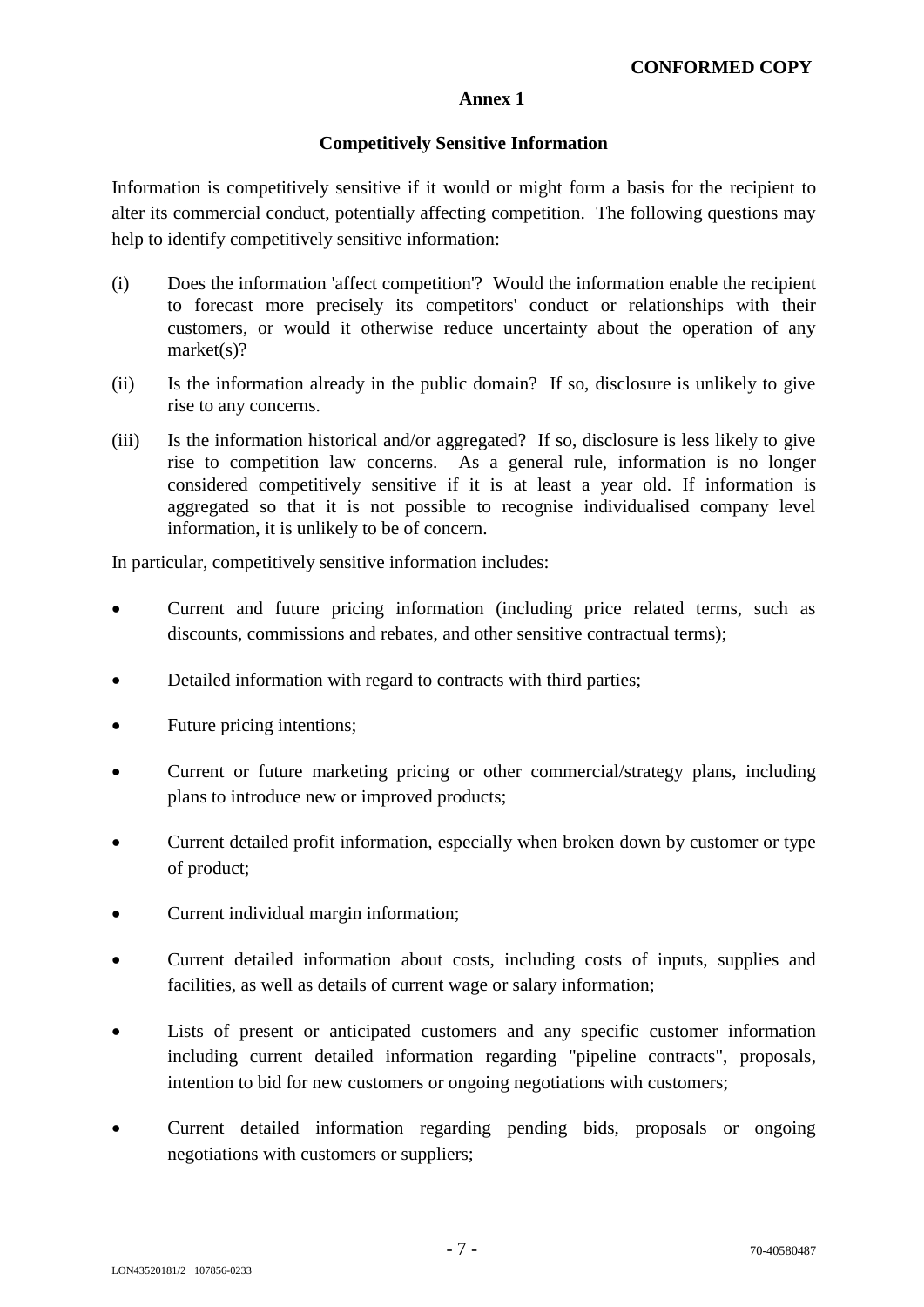## Annex 1

### Competitively Sensitive Information

Information is competitively sensitive if it would or might form a basis for the recipient to alter its commercial conduct, potentially affecting competition. The following questions may help to identify competitively sensitive information:

(i) Does the information 'affect competition'? Would the information enable the recipient to forecast more precisely its competitors' conduct or relationships with their customers, or would it otherwise reduce uncertainty about the operation of any market(s)?

(ii) Is the information already in the public domain? If so, disclosure is unlikely to give rise to any concerns.

(iii) Is the information historical and/or aggregated? If so, disclosure is less likely to give rise to competition law concerns. As a general rule, information is no longer considered competitively sensitive if it is at least a year old. If information is aggregated so that it is not possible to recognise individualised company level information, it is unlikely to be of concern.

In particular, competitively sensitive information includes:

- Current and future pricing information (including price related terms, such as discounts, commissions and rebates, and other sensitive contractual terms);
- Detailed information with regard to contracts with third parties;
- Future pricing intentions;
- Current or future marketing pricing or other commercial/strategy plans, including plans to introduce new or improved products;
- Current detailed profit information, especially when broken down by customer or type of product;
- Current individual margin information;
- Current detailed information about costs, including costs of inputs, supplies and facilities, as well as details of current wage or salary information;
- Lists of present or anticipated customers and any specific customer information including current detailed information regarding "pipeline contracts", proposals, intention to bid for new customers or ongoing negotiations with customers;
- Current detailed information regarding pending bids, proposals or ongoing negotiations with customers or suppliers;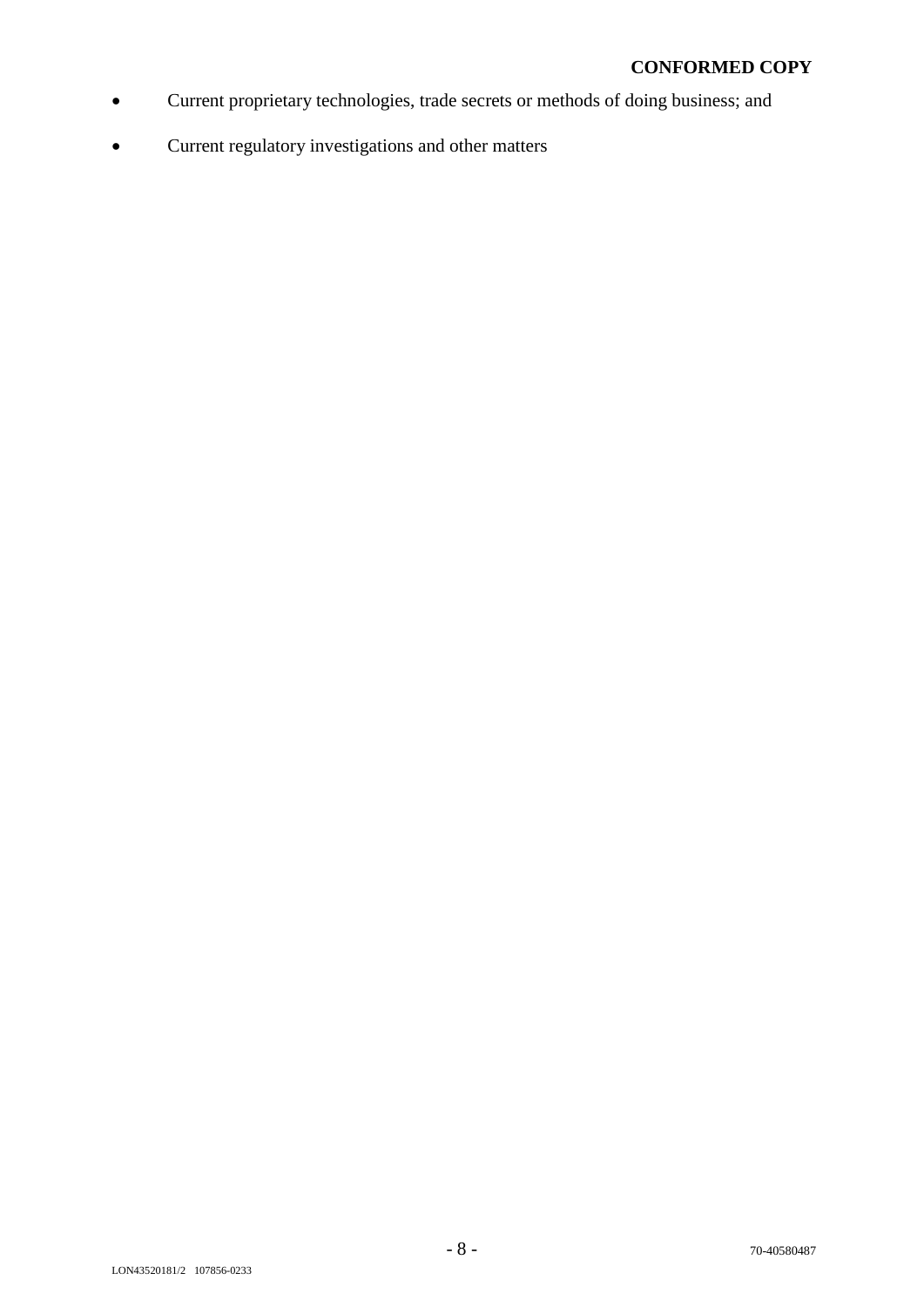- Current proprietary technologies, trade secrets or methods of doing business; and
- Current regulatory investigations and other matters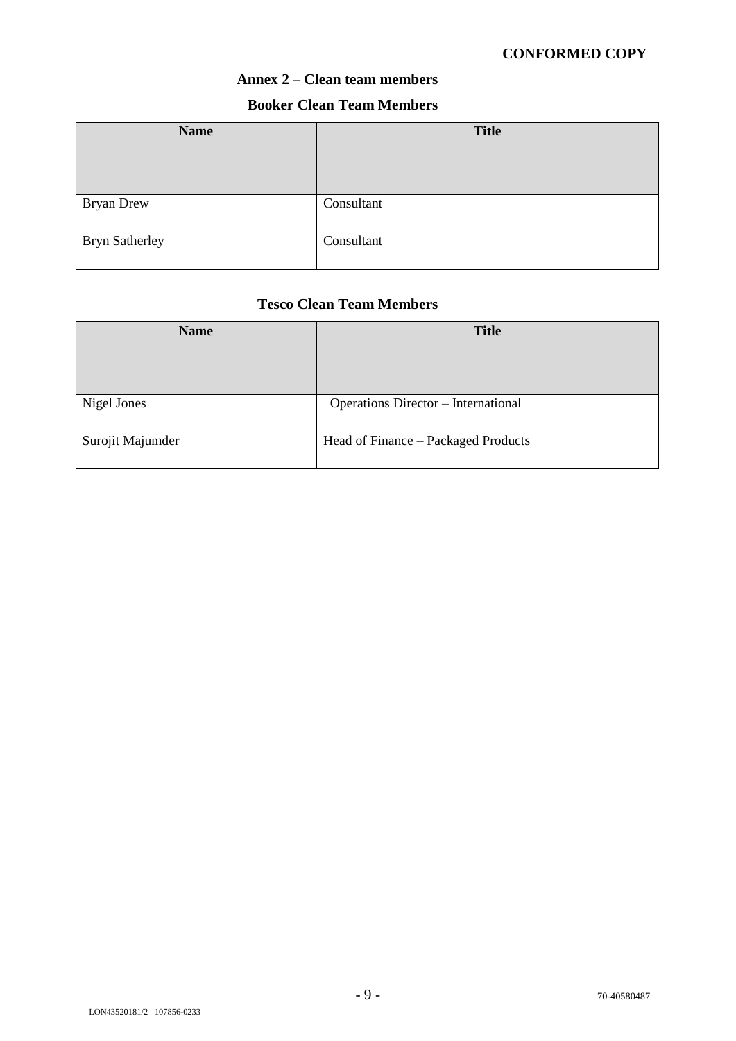**CONFORMED COPY**

## Annex 2 – Clean team members

### Booker Clean Team Members

| Name | Title |
|---|---|
| Bryan Drew | Consultant |
| Bryn Satherley | Consultant |

### Tesco Clean Team Members

| Name | Title |
|---|---|
| Nigel Jones | Operations Director – International |
| Surojit Majumder | Head of Finance – Packaged Products |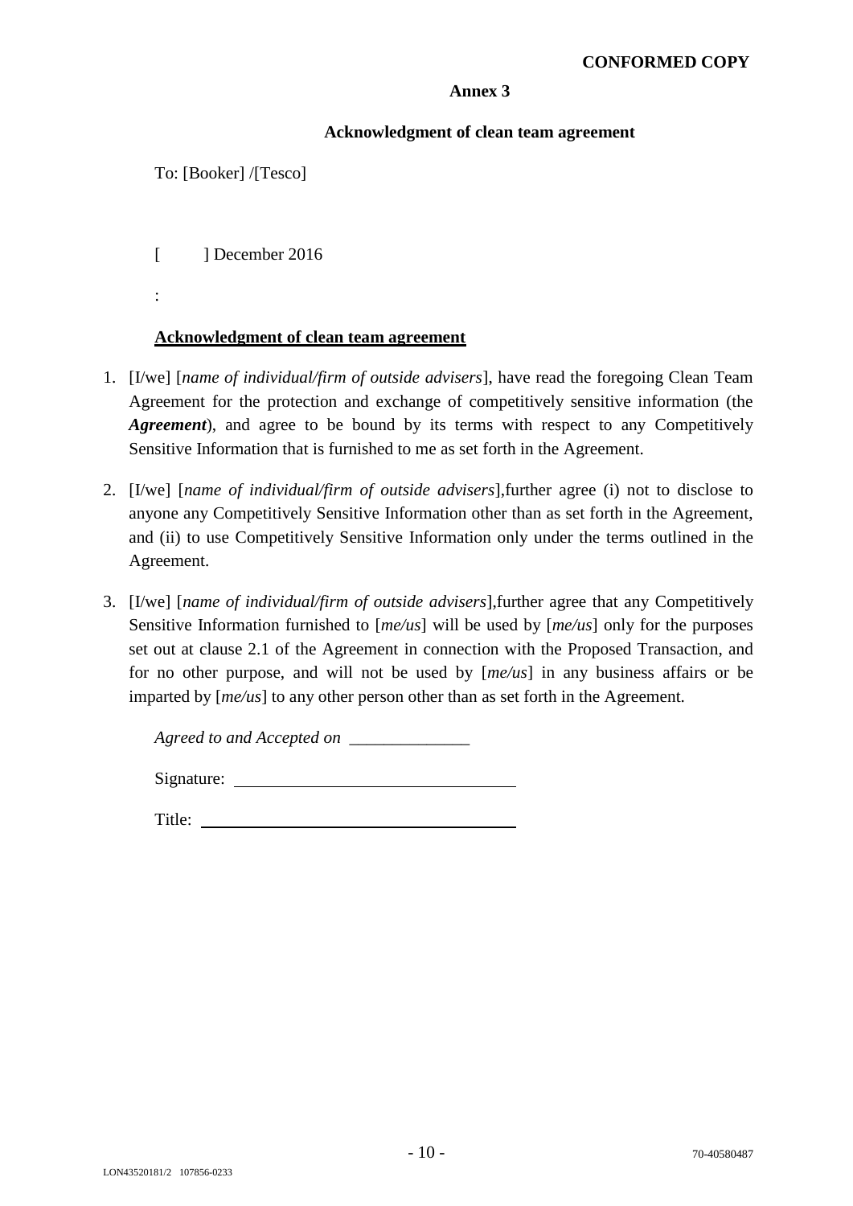**CONFORMED COPY**

**Annex 3**

**Acknowledgment of clean team agreement**

To: [Booker] /[Tesco]

[ ] December 2016

:

**Acknowledgment of clean team agreement**

1. [I/we] [*name of individual/firm of outside advisers*], have read the foregoing Clean Team Agreement for the protection and exchange of competitively sensitive information (the ***Agreement***), and agree to be bound by its terms with respect to any Competitively Sensitive Information that is furnished to me as set forth in the Agreement.
2. [I/we] [*name of individual/firm of outside advisers*],further agree (i) not to disclose to anyone any Competitively Sensitive Information other than as set forth in the Agreement, and (ii) to use Competitively Sensitive Information only under the terms outlined in the Agreement.
3. [I/we] [*name of individual/firm of outside advisers*],further agree that any Competitively Sensitive Information furnished to [*me/us*] will be used by [*me/us*] only for the purposes set out at clause 2.1 of the Agreement in connection with the Proposed Transaction, and for no other purpose, and will not be used by [*me/us*] in any business affairs or be imparted by [*me/us*] to any other person other than as set forth in the Agreement.

*Agreed to and Accepted on* ______________

Signature: ________________________________

Title: ____________________________________